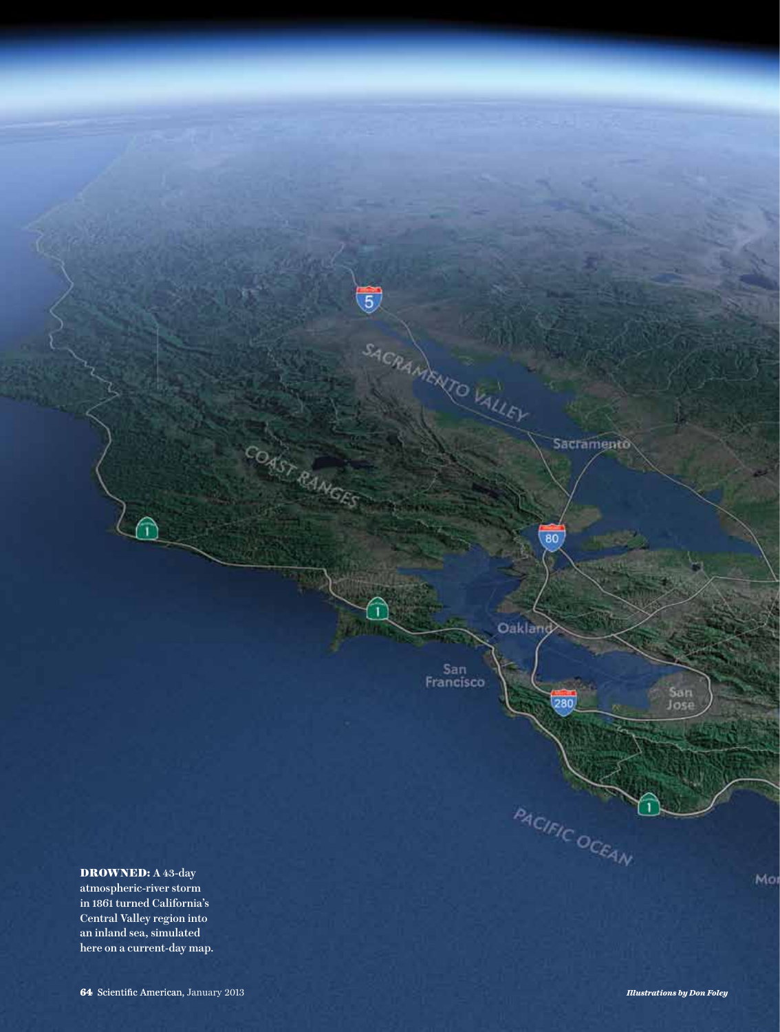**DROWNED:** A 43-day atmospheric-river storm in 1861 turned California's Central Valley region into an inland sea, simulated here on a current-day map.

*Illustrations by Don Foley*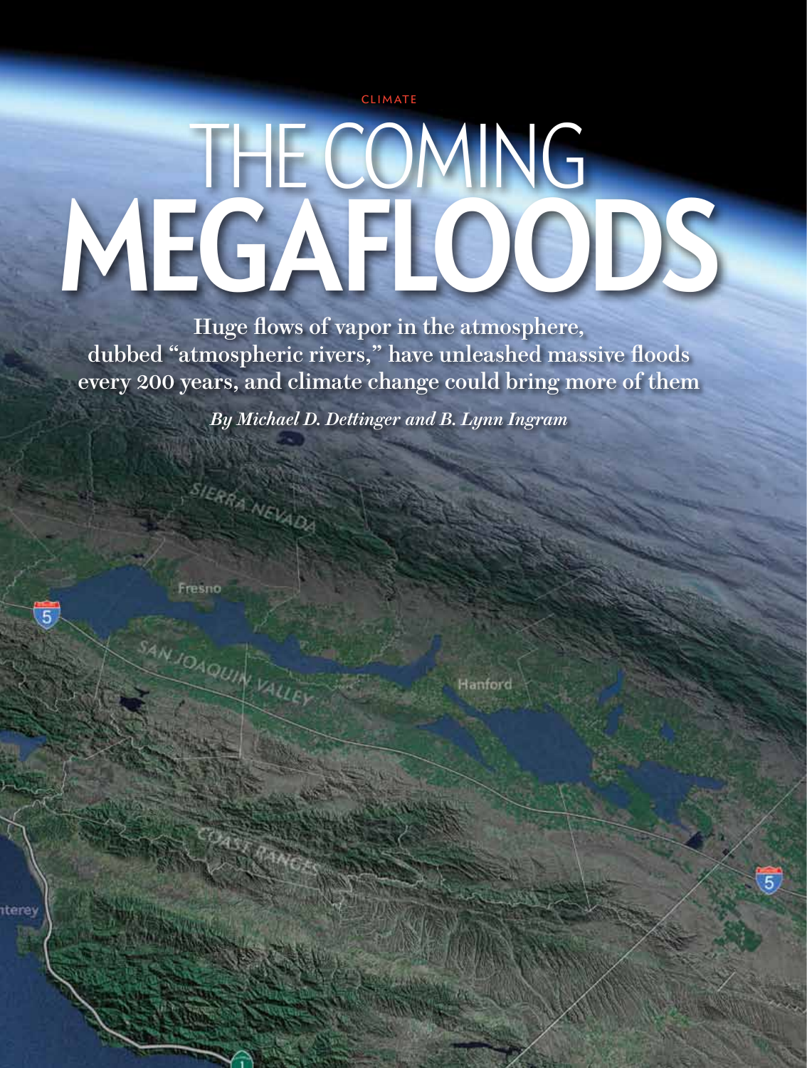CLIMATE

# THE COMING MEGAFLOODS

Huge flows of vapor in the atmosphere, dubbed "atmospheric rivers," have unleashed massive floods every 200 years, and climate change could bring more of them

*By Michael D. Dettinger and B. Lynn Ingram*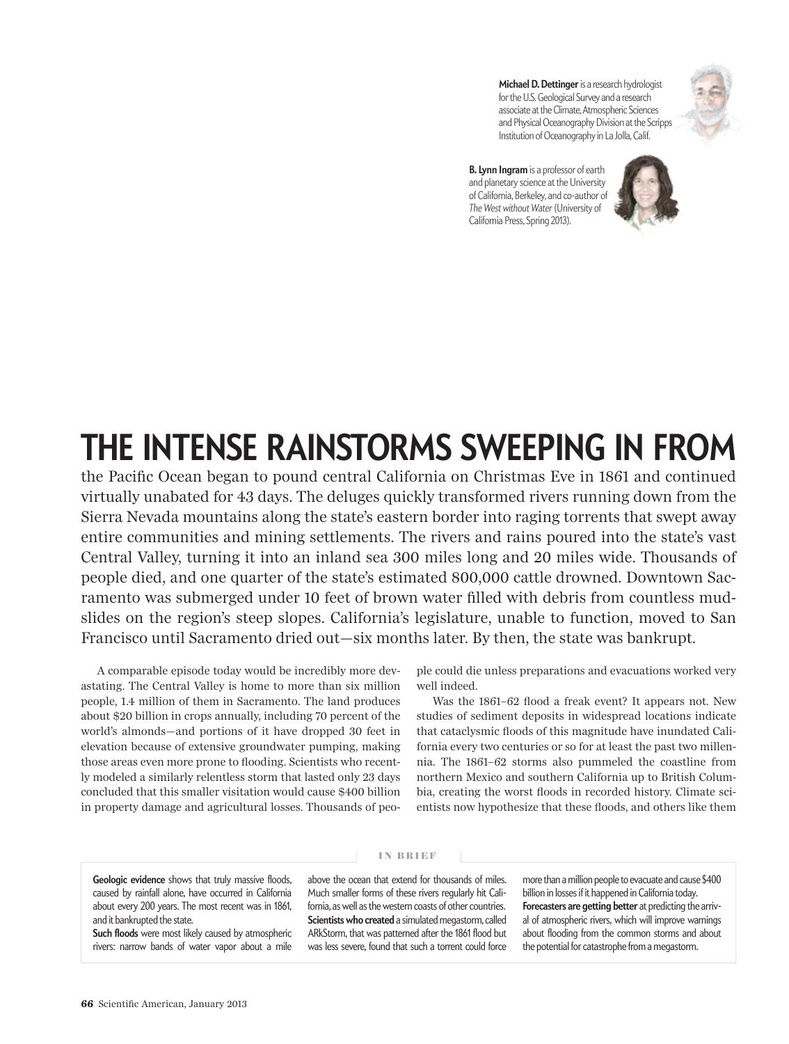**Michael D. Dettinger** is a research hydrologist for the U.S. Geological Survey and a research associate at the Climate, Atmospheric Sciences and Physical Oceanography Division at the Scripps Institution of Oceanography in La Jolla, Calif.

**B. Lynn Ingram** is a professor of earth and planetary science at the University of California, Berkeley, and co-author of *The West without Water* (University of California Press, Spring 2013).

# THE INTENSE RAINSTORMS SWEEPING IN FROM

the Pacific Ocean began to pound central California on Christmas Eve in 1861 and continued virtually unabated for 43 days. The deluges quickly transformed rivers running down from the Sierra Nevada mountains along the state's eastern border into raging torrents that swept away entire communities and mining settlements. The rivers and rains poured into the state's vast Central Valley, turning it into an inland sea 300 miles long and 20 miles wide. Thousands of people died, and one quarter of the state's estimated 800,000 cattle drowned. Downtown Sacramento was submerged under 10 feet of brown water filled with debris from countless mudslides on the region's steep slopes. California's legislature, unable to function, moved to San Francisco until Sacramento dried out—six months later. By then, the state was bankrupt.

A comparable episode today would be incredibly more devastating. The Central Valley is home to more than six million people, 1.4 million of them in Sacramento. The land produces about $20 billion in crops annually, including 70 percent of the world's almonds—and portions of it have dropped 30 feet in elevation because of extensive groundwater pumping, making those areas even more prone to flooding. Scientists who recently modeled a similarly relentless storm that lasted only 23 days concluded that this smaller visitation would cause $400 billion in property damage and agricultural losses. Thousands of people could die unless preparations and evacuations worked very well indeed.

Was the 1861–62 flood a freak event? It appears not. New studies of sediment deposits in widespread locations indicate that cataclysmic floods of this magnitude have inundated California every two centuries or so for at least the past two millennia. The 1861–62 storms also pummeled the coastline from northern Mexico and southern California up to British Columbia, creating the worst floods in recorded history. Climate scientists now hypothesize that these floods, and others like them

## IN BRIEF

**Geologic evidence** shows that truly massive floods, caused by rainfall alone, have occurred in California about every 200 years. The most recent was in 1861, and it bankrupted the state.

**Such floods** were most likely caused by atmospheric rivers: narrow bands of water vapor about a mile above the ocean that extend for thousands of miles. Much smaller forms of these rivers regularly hit California, as well as the western coasts of other countries.

**Scientists who created** a simulated megastorm, called ARkStorm, that was patterned after the 1861 flood but was less severe, found that such a torrent could force more than a million people to evacuate and cause $400 billion in losses if it happened in California today.

**Forecasters are getting better** at predicting the arrival of atmospheric rivers, which will improve warnings about flooding from the common storms and about the potential for catastrophe from a megastorm.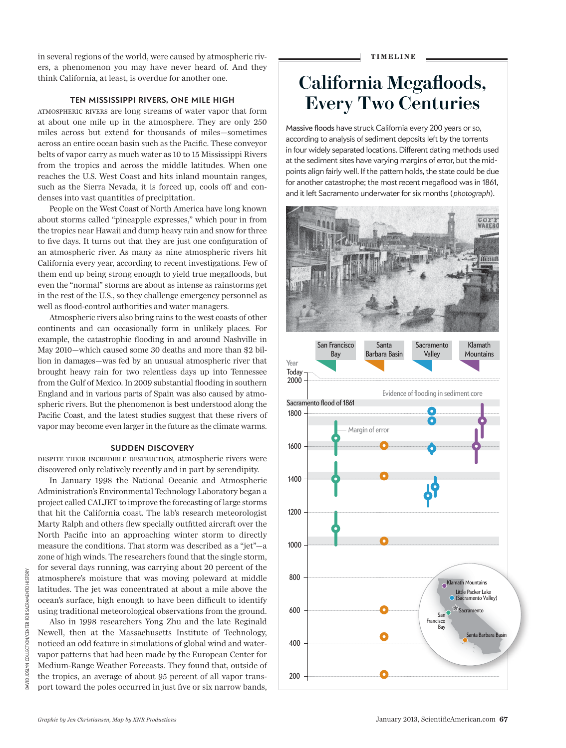in several regions of the world, were caused by atmospheric rivers, a phenomenon you may have never heard of. And they think California, at least, is overdue for another one.

### TEN MISSISSIPPI RIVERS, ONE MILE HIGH

ATMOSPHERIC RIVERS are long streams of water vapor that form at about one mile up in the atmosphere. They are only 250 miles across but extend for thousands of miles—sometimes across an entire ocean basin such as the Pacific. These conveyor belts of vapor carry as much water as 10 to 15 Mississippi Rivers from the tropics and across the middle latitudes. When one reaches the U.S. West Coast and hits inland mountain ranges, such as the Sierra Nevada, it is forced up, cools off and condenses into vast quantities of precipitation.

People on the West Coast of North America have long known about storms called "pineapple expresses," which pour in from the tropics near Hawaii and dump heavy rain and snow for three to five days. It turns out that they are just one configuration of an atmospheric river. As many as nine atmospheric rivers hit California every year, according to recent investigations. Few of them end up being strong enough to yield true megafloods, but even the "normal" storms are about as intense as rainstorms get in the rest of the U.S., so they challenge emergency personnel as well as flood-control authorities and water managers.

Atmospheric rivers also bring rains to the west coasts of other continents and can occasionally form in unlikely places. For example, the catastrophic flooding in and around Nashville in May 2010—which caused some 30 deaths and more than $2 billion in damages—was fed by an unusual atmospheric river that brought heavy rain for two relentless days up into Tennessee from the Gulf of Mexico. In 2009 substantial flooding in southern England and in various parts of Spain was also caused by atmospheric rivers. But the phenomenon is best understood along the Pacific Coast, and the latest studies suggest that these rivers of vapor may become even larger in the future as the climate warms.

### SUDDEN DISCOVERY

DESPITE THEIR INCREDIBLE DESTRUCTION, atmospheric rivers were discovered only relatively recently and in part by serendipity.

In January 1998 the National Oceanic and Atmospheric Administration's Environmental Technology Laboratory began a project called CALJET to improve the forecasting of large storms that hit the California coast. The lab's research meteorologist Marty Ralph and others flew specially outfitted aircraft over the North Pacific into an approaching winter storm to directly measure the conditions. That storm was described as a "jet"—a zone of high winds. The researchers found that the single storm, for several days running, was carrying about 20 percent of the atmosphere's moisture that was moving poleward at middle latitudes. The jet was concentrated at about a mile above the ocean's surface, high enough to have been difficult to identify using traditional meteorological observations from the ground.

Also in 1998 researchers Yong Zhu and the late Reginald Newell, then at the Massachusetts Institute of Technology, noticed an odd feature in simulations of global wind and water-vapor patterns that had been made by the European Center for Medium-Range Weather Forecasts. They found that, outside of the tropics, an average of about 95 percent of all vapor transport toward the poles occurred in just five or six narrow bands,

TIMELINE

## California Megafloods, Every Two Centuries

Massive floods have struck California every 200 years or so, according to analysis of sediment deposits left by the torrents in four widely separated locations. Different dating methods used at the sediment sites have varying margins of error, but the midpoints align fairly well. If the pattern holds, the state could be due for another catastrophe; the most recent megaflood was in 1861, and it left Sacramento underwater for six months (*photograph*).

San Francisco Bay
Santa Barbara Basin
Sacramento Valley
Klamath Mountains

Year
Today
2000
1800
1600
1400
1200
1000
800
600
400
200

Evidence of flooding in sediment core
Sacramento flood of 1861
Margin of error

Klamath Mountains
Little Packer Lake (Sacramento Valley)
Sacramento
San Francisco Bay
Santa Barbara Basin

DAVID JOSLYN COLLECTION/CENTER FOR SACRAMENTO HISTORY

*Graphic by Jen Christiansen, Map by XNR Productions*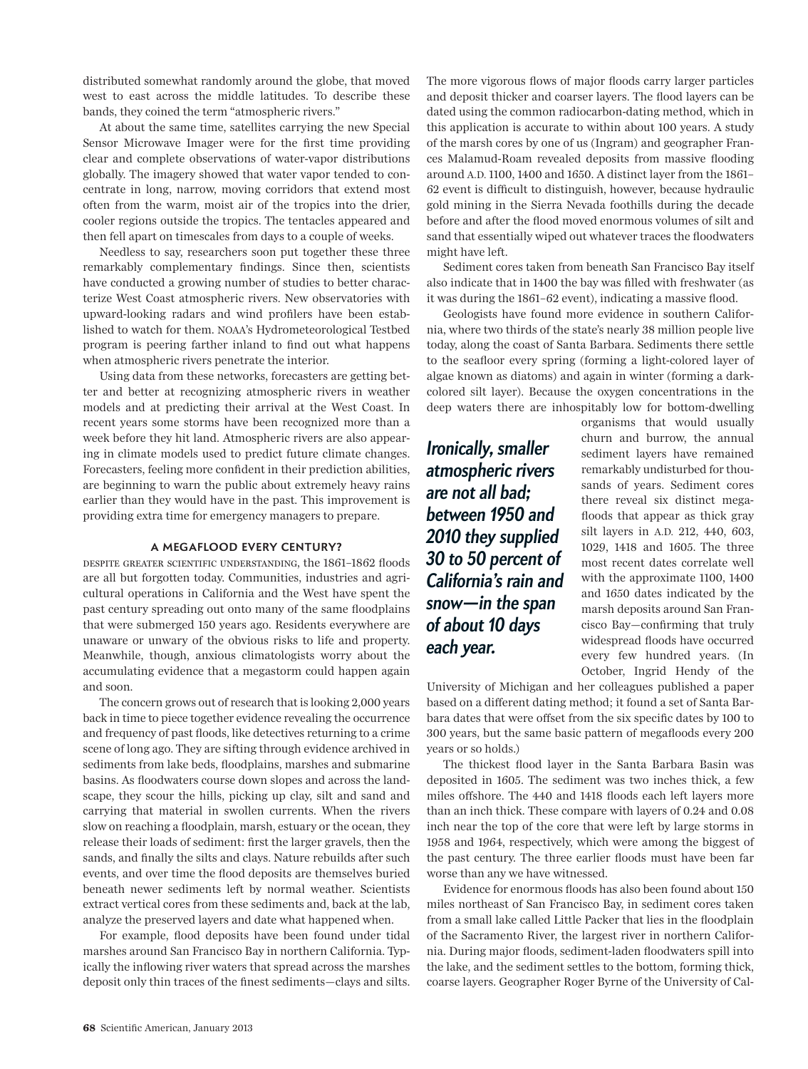distributed somewhat randomly around the globe, that moved west to east across the middle latitudes. To describe these bands, they coined the term "atmospheric rivers."

At about the same time, satellites carrying the new Special Sensor Microwave Imager were for the first time providing clear and complete observations of water-vapor distributions globally. The imagery showed that water vapor tended to concentrate in long, narrow, moving corridors that extend most often from the warm, moist air of the tropics into the drier, cooler regions outside the tropics. The tentacles appeared and then fell apart on timescales from days to a couple of weeks.

Needless to say, researchers soon put together these three remarkably complementary findings. Since then, scientists have conducted a growing number of studies to better characterize West Coast atmospheric rivers. New observatories with upward-looking radars and wind profilers have been established to watch for them. NOAA's Hydrometeorological Testbed program is peering farther inland to find out what happens when atmospheric rivers penetrate the interior.

Using data from these networks, forecasters are getting better and better at recognizing atmospheric rivers in weather models and at predicting their arrival at the West Coast. In recent years some storms have been recognized more than a week before they hit land. Atmospheric rivers are also appearing in climate models used to predict future climate changes. Forecasters, feeling more confident in their prediction abilities, are beginning to warn the public about extremely heavy rains earlier than they would have in the past. This improvement is providing extra time for emergency managers to prepare.

### A MEGAFLOOD EVERY CENTURY?

DESPITE GREATER SCIENTIFIC UNDERSTANDING, the 1861–1862 floods are all but forgotten today. Communities, industries and agricultural operations in California and the West have spent the past century spreading out onto many of the same floodplains that were submerged 150 years ago. Residents everywhere are unaware or unwary of the obvious risks to life and property. Meanwhile, though, anxious climatologists worry about the accumulating evidence that a megastorm could happen again and soon.

The concern grows out of research that is looking 2,000 years back in time to piece together evidence revealing the occurrence and frequency of past floods, like detectives returning to a crime scene of long ago. They are sifting through evidence archived in sediments from lake beds, floodplains, marshes and submarine basins. As floodwaters course down slopes and across the landscape, they scour the hills, picking up clay, silt and sand and carrying that material in swollen currents. When the rivers slow on reaching a floodplain, marsh, estuary or the ocean, they release their loads of sediment: first the larger gravels, then the sands, and finally the silts and clays. Nature rebuilds after such events, and over time the flood deposits are themselves buried beneath newer sediments left by normal weather. Scientists extract vertical cores from these sediments and, back at the lab, analyze the preserved layers and date what happened when.

For example, flood deposits have been found under tidal marshes around San Francisco Bay in northern California. Typically the inflowing river waters that spread across the marshes deposit only thin traces of the finest sediments—clays and silts. The more vigorous flows of major floods carry larger particles and deposit thicker and coarser layers. The flood layers can be dated using the common radiocarbon-dating method, which in this application is accurate to within about 100 years. A study of the marsh cores by one of us (Ingram) and geographer Frances Malamud-Roam revealed deposits from massive flooding around A.D. 1100, 1400 and 1650. A distinct layer from the 1861–62 event is difficult to distinguish, however, because hydraulic gold mining in the Sierra Nevada foothills during the decade before and after the flood moved enormous volumes of silt and sand that essentially wiped out whatever traces the floodwaters might have left.

Sediment cores taken from beneath San Francisco Bay itself also indicate that in 1400 the bay was filled with freshwater (as it was during the 1861–62 event), indicating a massive flood.

Geologists have found more evidence in southern California, where two thirds of the state's nearly 38 million people live today, along the coast of Santa Barbara. Sediments there settle to the seafloor every spring (forming a light-colored layer of algae known as diatoms) and again in winter (forming a dark-colored silt layer). Because the oxygen concentrations in the deep waters there are inhospitably low for bottom-dwelling organisms that would usually churn and burrow, the annual sediment layers have remained remarkably undisturbed for thousands of years. Sediment cores there reveal six distinct megafloods that appear as thick gray silt layers in A.D. 212, 440, 603, 1029, 1418 and 1605. The three most recent dates correlate well with the approximate 1100, 1400 and 1650 dates indicated by the marsh deposits around San Francisco Bay—confirming that truly widespread floods have occurred every few hundred years. (In October, Ingrid Hendy of the University of Michigan and her colleagues published a paper based on a different dating method; it found a set of Santa Barbara dates that were offset from the six specific dates by 100 to 300 years, but the same basic pattern of megafloods every 200 years or so holds.)

***Ironically, smaller atmospheric rivers are not all bad; between 1950 and 2010 they supplied 30 to 50 percent of California's rain and snow—in the span of about 10 days each year.***

The thickest flood layer in the Santa Barbara Basin was deposited in 1605. The sediment was two inches thick, a few miles offshore. The 440 and 1418 floods each left layers more than an inch thick. These compare with layers of 0.24 and 0.08 inch near the top of the core that were left by large storms in 1958 and 1964, respectively, which were among the biggest of the past century. The three earlier floods must have been far worse than any we have witnessed.

Evidence for enormous floods has also been found about 150 miles northeast of San Francisco Bay, in sediment cores taken from a small lake called Little Packer that lies in the floodplain of the Sacramento River, the largest river in northern California. During major floods, sediment-laden floodwaters spill into the lake, and the sediment settles to the bottom, forming thick, coarse layers. Geographer Roger Byrne of the University of Cal-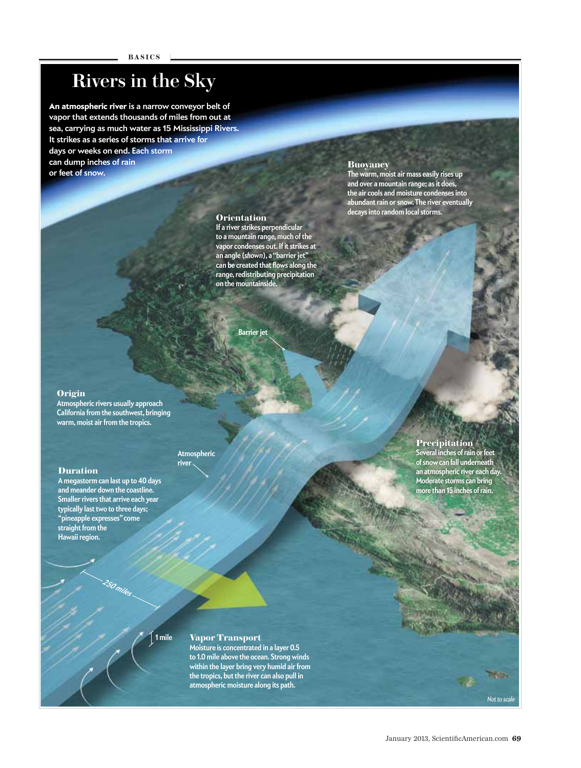# Rivers in the Sky

**An atmospheric river is a narrow conveyor belt of vapor that extends thousands of miles from out at sea, carrying as much water as 15 Mississippi Rivers. It strikes as a series of storms that arrive for days or weeks on end. Each storm can dump inches of rain or feet of snow.**

### Origin
Atmospheric rivers usually approach California from the southwest, bringing warm, moist air from the tropics.

### Duration
A megastorm can last up to 40 days and meander down the coastline. Smaller rivers that arrive each year typically last two to three days; "pineapple expresses" come straight from the Hawaii region.

### Vapor Transport
Moisture is concentrated in a layer 0.5 to 1.0 mile above the ocean. Strong winds within the layer bring very humid air from the tropics, but the river can also pull in atmospheric moisture along its path.

### Orientation
If a river strikes perpendicular to a mountain range, much of the vapor condenses out. If it strikes at an angle (*shown*), a "barrier jet" can be created that flows along the range, redistributing precipitation on the mountainside.

### Buoyancy
The warm, moist air mass easily rises up and over a mountain range; as it does, the air cools and moisture condenses into abundant rain or snow. The river eventually decays into random local storms.

### Precipitation
Several inches of rain or feet of snow can fall underneath an atmospheric river each day. Moderate storms can bring more than 15 inches of rain.

Barrier jet

Atmospheric river

250 miles

1 mile

*Not to scale*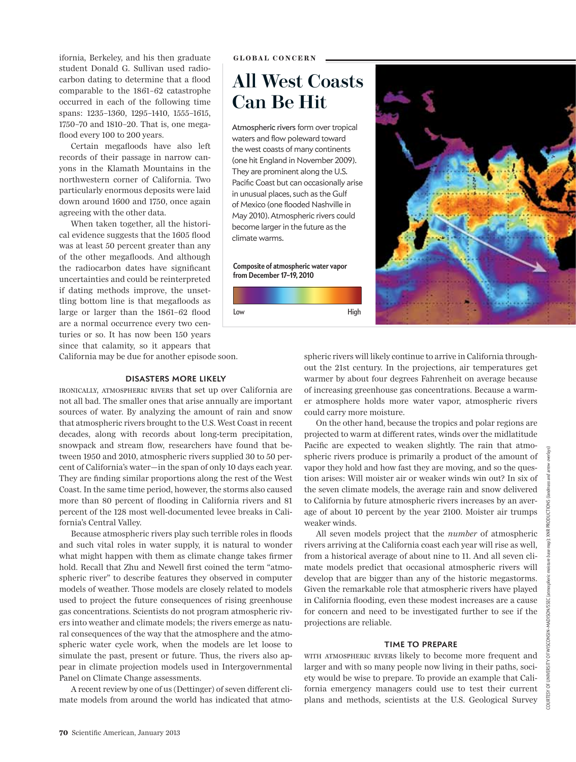ifornia, Berkeley, and his then graduate student Donald G. Sullivan used radiocarbon dating to determine that a flood comparable to the 1861–62 catastrophe occurred in each of the following time spans: 1235–1360, 1295–1410, 1555–1615, 1750–70 and 1810–20. That is, one megaflood every 100 to 200 years.

Certain megafloods have also left records of their passage in narrow canyons in the Klamath Mountains in the northwestern corner of California. Two particularly enormous deposits were laid down around 1600 and 1750, once again agreeing with the other data.

When taken together, all the historical evidence suggests that the 1605 flood was at least 50 percent greater than any of the other megafloods. And although the radiocarbon dates have significant uncertainties and could be reinterpreted if dating methods improve, the unsettling bottom line is that megafloods as large or larger than the 1861–62 flood are a normal occurrence every two centuries or so. It has now been 150 years since that calamity, so it appears that California may be due for another episode soon.

GLOBAL CONCERN

## All West Coasts Can Be Hit

Atmospheric rivers form over tropical waters and flow poleward toward the west coasts of many continents (one hit England in November 2009). They are prominent along the U.S. Pacific Coast but can occasionally arise in unusual places, such as the Gulf of Mexico (one flooded Nashville in May 2010). Atmospheric rivers could become larger in the future as the climate warms.

**Composite of atmospheric water vapor from December 17–19, 2010**

Low — High

### DISASTERS MORE LIKELY

IRONICALLY, ATMOSPHERIC RIVERS that set up over California are not all bad. The smaller ones that arise annually are important sources of water. By analyzing the amount of rain and snow that atmospheric rivers brought to the U.S. West Coast in recent decades, along with records about long-term precipitation, snowpack and stream flow, researchers have found that between 1950 and 2010, atmospheric rivers supplied 30 to 50 percent of California's water—in the span of only 10 days each year. They are finding similar proportions along the rest of the West Coast. In the same time period, however, the storms also caused more than 80 percent of flooding in California rivers and 81 percent of the 128 most well-documented levee breaks in California's Central Valley.

Because atmospheric rivers play such terrible roles in floods and such vital roles in water supply, it is natural to wonder what might happen with them as climate change takes firmer hold. Recall that Zhu and Newell first coined the term "atmospheric river" to describe features they observed in computer models of weather. Those models are closely related to models used to project the future consequences of rising greenhouse gas concentrations. Scientists do not program atmospheric rivers into weather and climate models; the rivers emerge as natural consequences of the way that the atmosphere and the atmospheric water cycle work, when the models are let loose to simulate the past, present or future. Thus, the rivers also appear in climate projection models used in Intergovernmental Panel on Climate Change assessments.

A recent review by one of us (Dettinger) of seven different climate models from around the world has indicated that atmospheric rivers will likely continue to arrive in California throughout the 21st century. In the projections, air temperatures get warmer by about four degrees Fahrenheit on average because of increasing greenhouse gas concentrations. Because a warmer atmosphere holds more water vapor, atmospheric rivers could carry more moisture.

On the other hand, because the tropics and polar regions are projected to warm at different rates, winds over the midlatitude Pacific are expected to weaken slightly. The rain that atmospheric rivers produce is primarily a product of the amount of vapor they hold and how fast they are moving, and so the question arises: Will moister air or weaker winds win out? In six of the seven climate models, the average rain and snow delivered to California by future atmospheric rivers increases by an average of about 10 percent by the year 2100. Moister air trumps weaker winds.

All seven models project that the *number* of atmospheric rivers arriving at the California coast each year will rise as well, from a historical average of about nine to 11. And all seven climate models predict that occasional atmospheric rivers will develop that are bigger than any of the historic megastorms. Given the remarkable role that atmospheric rivers have played in California flooding, even these modest increases are a cause for concern and need to be investigated further to see if the projections are reliable.

### TIME TO PREPARE

WITH ATMOSPHERIC RIVERS likely to become more frequent and larger and with so many people now living in their paths, society would be wise to prepare. To provide an example that California emergency managers could use to test their current plans and methods, scientists at the U.S. Geological Survey

COURTESY OF UNIVERSITY OF WISCONSIN–MADISON/SSEC (atmospheric moisture base map); XNR PRODUCTIONS (landmass and arrow overlays)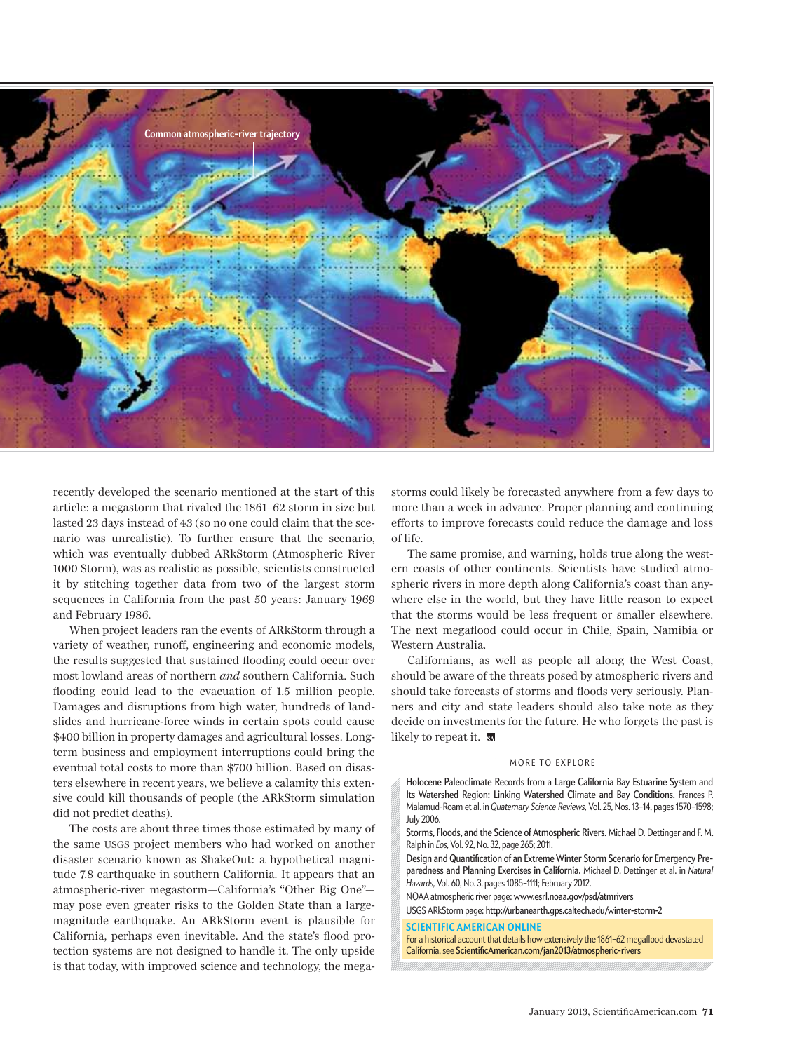Common atmospheric-river trajectory

recently developed the scenario mentioned at the start of this article: a megastorm that rivaled the 1861–62 storm in size but lasted 23 days instead of 43 (so no one could claim that the scenario was unrealistic). To further ensure that the scenario, which was eventually dubbed ARkStorm (Atmospheric River 1000 Storm), was as realistic as possible, scientists constructed it by stitching together data from two of the largest storm sequences in California from the past 50 years: January 1969 and February 1986.

When project leaders ran the events of ARkStorm through a variety of weather, runoff, engineering and economic models, the results suggested that sustained flooding could occur over most lowland areas of northern *and* southern California. Such flooding could lead to the evacuation of 1.5 million people. Damages and disruptions from high water, hundreds of landslides and hurricane-force winds in certain spots could cause $400 billion in property damages and agricultural losses. Long-term business and employment interruptions could bring the eventual total costs to more than $700 billion. Based on disasters elsewhere in recent years, we believe a calamity this extensive could kill thousands of people (the ARkStorm simulation did not predict deaths).

The costs are about three times those estimated by many of the same USGS project members who had worked on another disaster scenario known as ShakeOut: a hypothetical magnitude 7.8 earthquake in southern California. It appears that an atmospheric-river megastorm—California's "Other Big One"—may pose even greater risks to the Golden State than a large-magnitude earthquake. An ARkStorm event is plausible for California, perhaps even inevitable. And the state's flood protection systems are not designed to handle it. The only upside is that today, with improved science and technology, the megastorms could likely be forecasted anywhere from a few days to more than a week in advance. Proper planning and continuing efforts to improve forecasts could reduce the damage and loss of life.

The same promise, and warning, holds true along the western coasts of other continents. Scientists have studied atmospheric rivers in more depth along California's coast than anywhere else in the world, but they have little reason to expect that the storms would be less frequent or smaller elsewhere. The next megaflood could occur in Chile, Spain, Namibia or Western Australia.

Californians, as well as people all along the West Coast, should be aware of the threats posed by atmospheric rivers and should take forecasts of storms and floods very seriously. Planners and city and state leaders should also take note as they decide on investments for the future. He who forgets the past is likely to repeat it.

## MORE TO EXPLORE

**Holocene Paleoclimate Records from a Large California Bay Estuarine System and Its Watershed Region: Linking Watershed Climate and Bay Conditions.** Frances P. Malamud-Roam et al. in *Quaternary Science Reviews,* Vol. 25, Nos. 13–14, pages 1570–1598; July 2006.

**Storms, Floods, and the Science of Atmospheric Rivers.** Michael D. Dettinger and F. M. Ralph in *Eos,* Vol. 92, No. 32, page 265; 2011.

**Design and Quantification of an Extreme Winter Storm Scenario for Emergency Preparedness and Planning Exercises in California.** Michael D. Dettinger et al. in *Natural Hazards,* Vol. 60, No. 3, pages 1085–1111; February 2012.

NOAA atmospheric river page: www.esrl.noaa.gov/psd/atmrivers

USGS ARkStorm page: http://urbanearth.gps.caltech.edu/winter-storm-2

**SCIENTIFIC AMERICAN ONLINE**

For a historical account that details how extensively the 1861–62 megaflood devastated California, see ScientificAmerican.com/jan2013/atmospheric-rivers